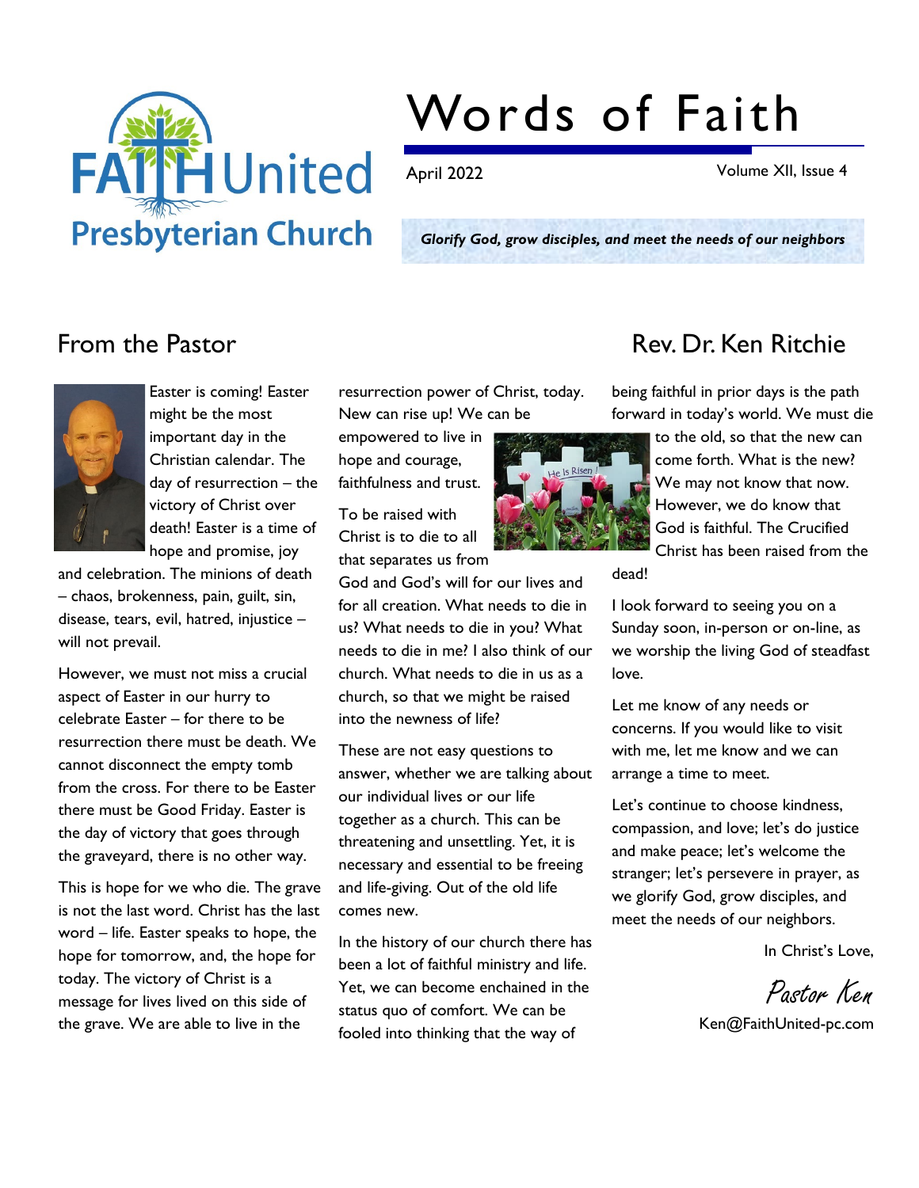# Words of Faith

April 2022 Volume XII, Issue 4

*Glorify God, grow disciples, and meet the needs of our neighbors*

## From the Pastor

## Rev. Dr. Ken Ritchie

Easter is coming! Easter might be the most important day in the Christian calendar. The day of resurrection – the victory of Christ over death! Easter is a time of hope and promise, joy and celebration. The minions of death – chaos, brokenness, pain, guilt, sin, disease, tears, evil, hatred, injustice – will not prevail.

However, we must not miss a crucial aspect of Easter in our hurry to celebrate Easter – for there to be resurrection there must be death. We cannot disconnect the empty tomb from the cross. For there to be Easter there must be Good Friday. Easter is the day of victory that goes through the graveyard, there is no other way.

This is hope for we who die. The grave is not the last word. Christ has the last word – life. Easter speaks to hope, the hope for tomorrow, and, the hope for today. The victory of Christ is a message for lives lived on this side of the grave. We are able to live in the resurrection power of Christ, today. New can rise up! We can be empowered to live in hope and courage, faithfulness and trust.

To be raised with Christ is to die to all that separates us from God and God's will for our lives and for all creation. What needs to die in us? What needs to die in you? What needs to die in me? I also think of our church. What needs to die in us as a church, so that we might be raised into the newness of life?

These are not easy questions to answer, whether we are talking about our individual lives or our life together as a church. This can be threatening and unsettling. Yet, it is necessary and essential to be freeing and life-giving. Out of the old life comes new.

In the history of our church there has been a lot of faithful ministry and life. Yet, we can become enchained in the status quo of comfort. We can be fooled into thinking that the way of being faithful in prior days is the path forward in today's world. We must die to the old, so that the new can come forth. What is the new? We may not know that now. However, we do know that God is faithful. The Crucified Christ has been raised from the dead!

I look forward to seeing you on a Sunday soon, in-person or on-line, as we worship the living God of steadfast love.

Let me know of any needs or concerns. If you would like to visit with me, let me know and we can arrange a time to meet.

Let's continue to choose kindness, compassion, and love; let's do justice and make peace; let's welcome the stranger; let's persevere in prayer, as we glorify God, grow disciples, and meet the needs of our neighbors.

In Christ's Love,

Pastor Ken

Ken@FaithUnited-pc.com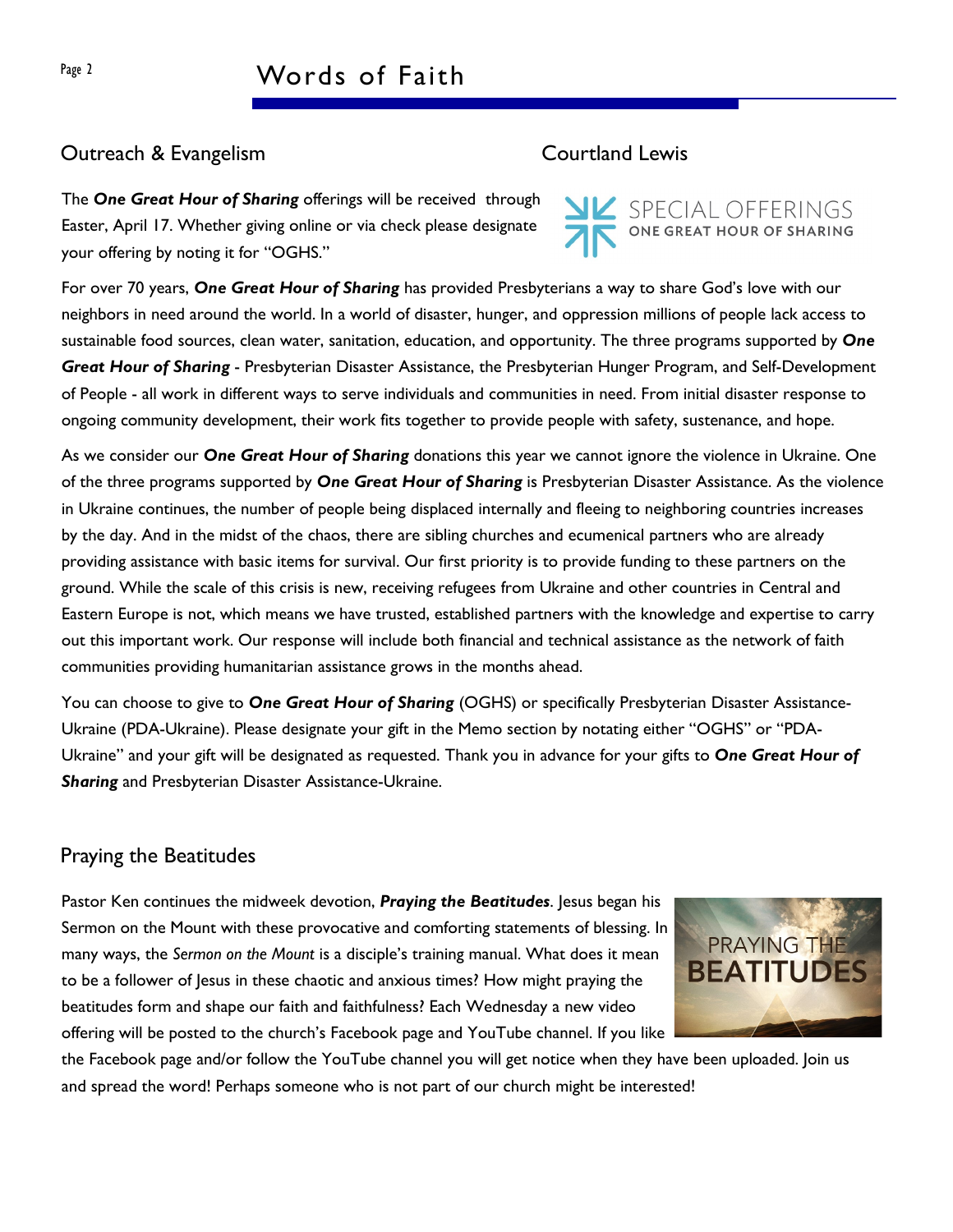## Outreach & Evangelism

Courtland Lewis

The ***One Great Hour of Sharing*** offerings will be received through Easter, April 17. Whether giving online or via check please designate your offering by noting it for "OGHS."

SPECIAL OFFERINGS
ONE GREAT HOUR OF SHARING

For over 70 years, ***One Great Hour of Sharing*** has provided Presbyterians a way to share God's love with our neighbors in need around the world. In a world of disaster, hunger, and oppression millions of people lack access to sustainable food sources, clean water, sanitation, education, and opportunity. The three programs supported by ***One Great Hour of Sharing*** - Presbyterian Disaster Assistance, the Presbyterian Hunger Program, and Self-Development of People - all work in different ways to serve individuals and communities in need. From initial disaster response to ongoing community development, their work fits together to provide people with safety, sustenance, and hope.

As we consider our ***One Great Hour of Sharing*** donations this year we cannot ignore the violence in Ukraine. One of the three programs supported by ***One Great Hour of Sharing*** is Presbyterian Disaster Assistance. As the violence in Ukraine continues, the number of people being displaced internally and fleeing to neighboring countries increases by the day. And in the midst of the chaos, there are sibling churches and ecumenical partners who are already providing assistance with basic items for survival. Our first priority is to provide funding to these partners on the ground. While the scale of this crisis is new, receiving refugees from Ukraine and other countries in Central and Eastern Europe is not, which means we have trusted, established partners with the knowledge and expertise to carry out this important work. Our response will include both financial and technical assistance as the network of faith communities providing humanitarian assistance grows in the months ahead.

You can choose to give to ***One Great Hour of Sharing*** (OGHS) or specifically Presbyterian Disaster Assistance-Ukraine (PDA-Ukraine). Please designate your gift in the Memo section by notating either "OGHS" or "PDA-Ukraine" and your gift will be designated as requested. Thank you in advance for your gifts to ***One Great Hour of Sharing*** and Presbyterian Disaster Assistance-Ukraine.

## Praying the Beatitudes

Pastor Ken continues the midweek devotion, ***Praying the Beatitudes***. Jesus began his Sermon on the Mount with these provocative and comforting statements of blessing. In many ways, the *Sermon on the Mount* is a disciple's training manual. What does it mean to be a follower of Jesus in these chaotic and anxious times? How might praying the beatitudes form and shape our faith and faithfulness? Each Wednesday a new video offering will be posted to the church's Facebook page and YouTube channel. If you like the Facebook page and/or follow the YouTube channel you will get notice when they have been uploaded. Join us and spread the word! Perhaps someone who is not part of our church might be interested!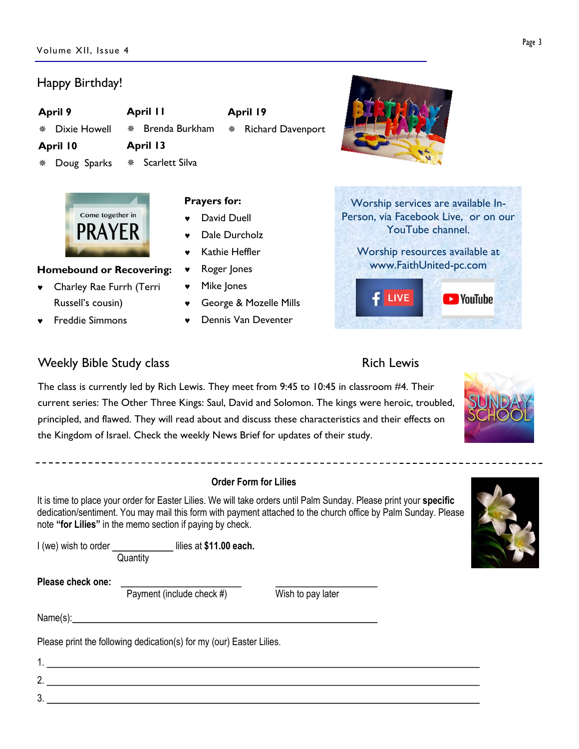## Happy Birthday!

**April 9**
- Dixie Howell

**April 10**
- Doug Sparks

**April 11**
- Brenda Burkham

**April 13**
- Scarlett Silva

**April 19**
- Richard Davenport

**Homebound or Recovering:**
- Charley Rae Furrh (Terri Russell's cousin)
- Freddie Simmons

**Prayers for:**
- David Duell
- Dale Durcholz
- Kathie Heffler
- Roger Jones
- Mike Jones
- George & Mozelle Mills
- Dennis Van Deventer

Worship services are available In-Person, via Facebook Live, or on our YouTube channel.

Worship resources available at www.FaithUnited-pc.com

## Weekly Bible Study class

Rich Lewis

The class is currently led by Rich Lewis. They meet from 9:45 to 10:45 in classroom #4. Their current series: The Other Three Kings: Saul, David and Solomon. The kings were heroic, troubled, principled, and flawed. They will read about and discuss these characteristics and their effects on the Kingdom of Israel. Check the weekly News Brief for updates of their study.

---

### Order Form for Lilies

It is time to place your order for Easter Lilies. We will take orders until Palm Sunday. Please print your **specific** dedication/sentiment. You may mail this form with payment attached to the church office by Palm Sunday. Please note **"for Lilies"** in the memo section if paying by check.

I (we) wish to order ____________ lilies at **$11.00 each.**
Quantity

**Please check one:** ________________________ Payment (include check #) ____________________ Wish to pay later

Name(s):____________________________________________________________

Please print the following dedication(s) for my (our) Easter Lilies.

1. ______________________________________________________________________________
2. ______________________________________________________________________________
3. ______________________________________________________________________________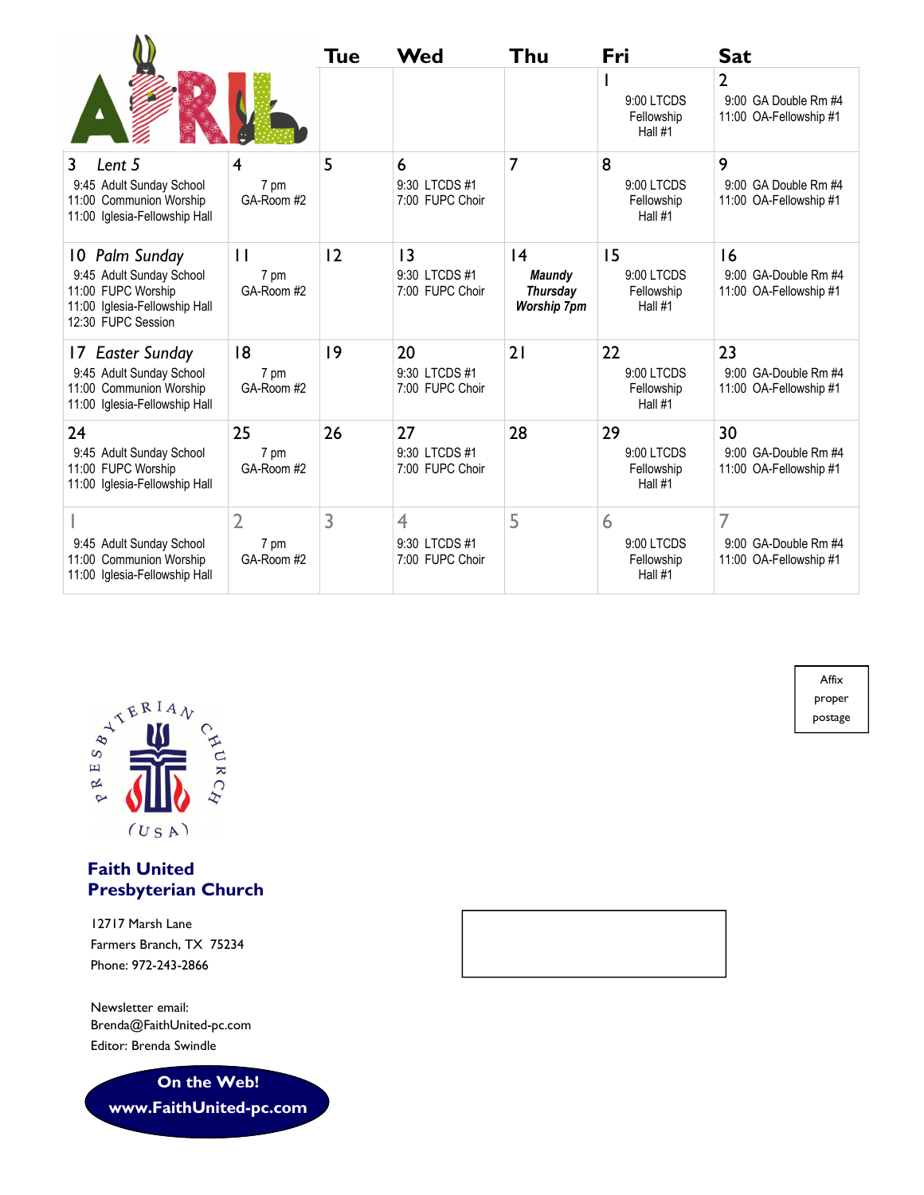# APRIL

| Sun | Mon | Tue | Wed | Thu | Fri | Sat |
|---|---|---|---|---|---|---|
| | | | | | 1<br>9:00 LTCDS Fellowship Hall #1 | 2<br>9:00 GA Double Rm #4<br>11:00 OA-Fellowship #1 |
| 3 *Lent 5*<br>9:45 Adult Sunday School<br>11:00 Communion Worship<br>11:00 Iglesia-Fellowship Hall | 4<br>7 pm<br>GA-Room #2 | 5 | 6<br>9:30 LTCDS #1<br>7:00 FUPC Choir | 7 | 8<br>9:00 LTCDS Fellowship Hall #1 | 9<br>9:00 GA Double Rm #4<br>11:00 OA-Fellowship #1 |
| 10 *Palm Sunday*<br>9:45 Adult Sunday School<br>11:00 FUPC Worship<br>11:00 Iglesia-Fellowship Hall<br>12:30 FUPC Session | 11<br>7 pm<br>GA-Room #2 | 12 | 13<br>9:30 LTCDS #1<br>7:00 FUPC Choir | 14<br>***Maundy Thursday Worship 7pm*** | 15<br>9:00 LTCDS Fellowship Hall #1 | 16<br>9:00 GA-Double Rm #4<br>11:00 OA-Fellowship #1 |
| 17 *Easter Sunday*<br>9:45 Adult Sunday School<br>11:00 Communion Worship<br>11:00 Iglesia-Fellowship Hall | 18<br>7 pm<br>GA-Room #2 | 19 | 20<br>9:30 LTCDS #1<br>7:00 FUPC Choir | 21 | 22<br>9:00 LTCDS Fellowship Hall #1 | 23<br>9:00 GA-Double Rm #4<br>11:00 OA-Fellowship #1 |
| 24<br>9:45 Adult Sunday School<br>11:00 FUPC Worship<br>11:00 Iglesia-Fellowship Hall | 25<br>7 pm<br>GA-Room #2 | 26 | 27<br>9:30 LTCDS #1<br>7:00 FUPC Choir | 28 | 29<br>9:00 LTCDS Fellowship Hall #1 | 30<br>9:00 GA-Double Rm #4<br>11:00 OA-Fellowship #1 |
| 1<br>9:45 Adult Sunday School<br>11:00 Communion Worship<br>11:00 Iglesia-Fellowship Hall | 2<br>7 pm<br>GA-Room #2 | 3 | 4<br>9:30 LTCDS #1<br>7:00 FUPC Choir | 5 | 6<br>9:00 LTCDS Fellowship Hall #1 | 7<br>9:00 GA-Double Rm #4<br>11:00 OA-Fellowship #1 |

Affix proper postage

PRESBYTERIAN CHURCH (USA)

**Faith United Presbyterian Church**

12717 Marsh Lane
Farmers Branch, TX 75234
Phone: 972-243-2866

Newsletter email:
Brenda@FaithUnited-pc.com
Editor: Brenda Swindle

**On the Web!**
**www.FaithUnited-pc.com**